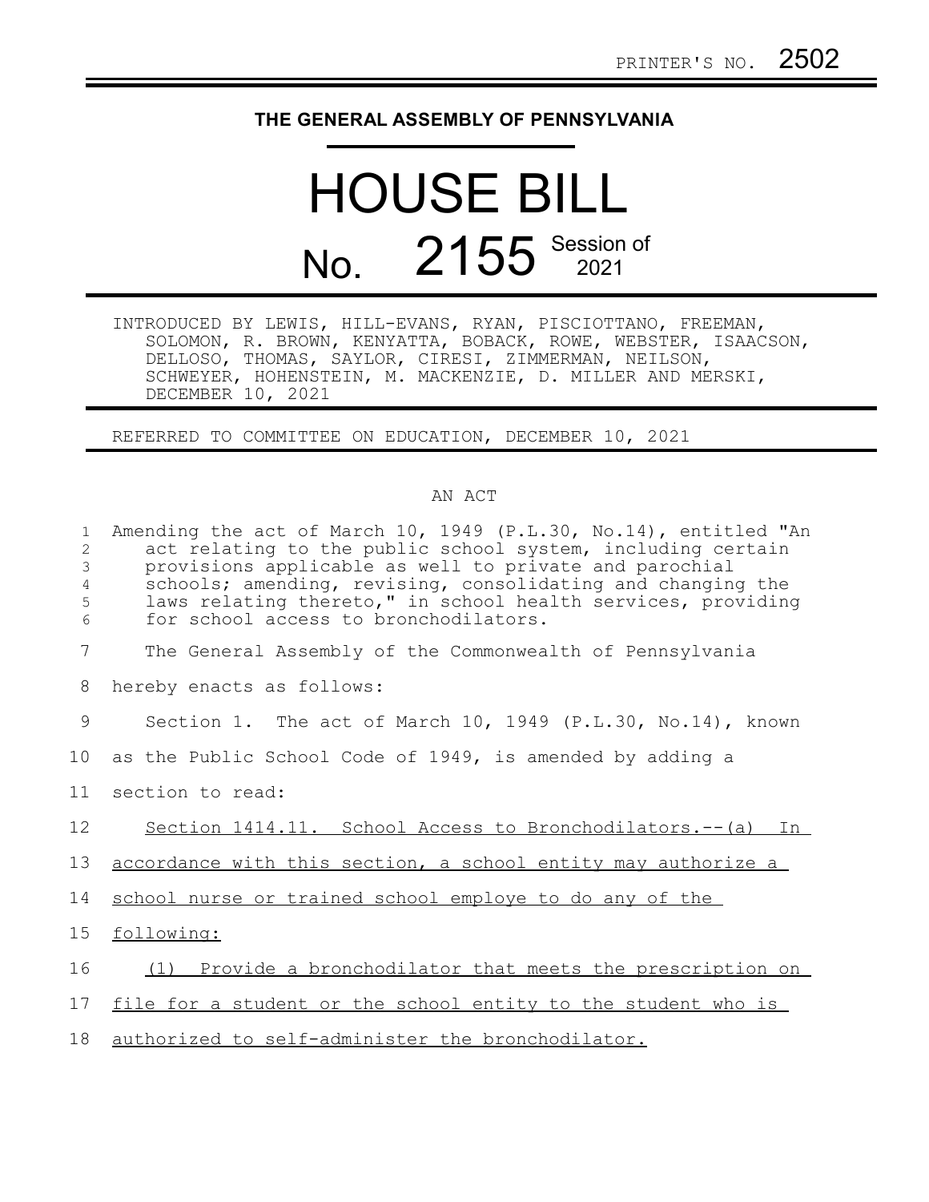PRINTER'S NO. 2502

# THE GENERAL ASSEMBLY OF PENNSYLVANIA

# HOUSE BILL

## No. 2155 Session of 2021

INTRODUCED BY LEWIS, HILL-EVANS, RYAN, PISCIOTTANO, FREEMAN, SOLOMON, R. BROWN, KENYATTA, BOBACK, ROWE, WEBSTER, ISAACSON, DELLOSO, THOMAS, SAYLOR, CIRESI, ZIMMERMAN, NEILSON, SCHWEYER, HOHENSTEIN, M. MACKENZIE, D. MILLER AND MERSKI, DECEMBER 10, 2021

REFERRED TO COMMITTEE ON EDUCATION, DECEMBER 10, 2021

AN ACT

Amending the act of March 10, 1949 (P.L.30, No.14), entitled "An act relating to the public school system, including certain provisions applicable as well to private and parochial schools; amending, revising, consolidating and changing the laws relating thereto," in school health services, providing for school access to bronchodilators.

The General Assembly of the Commonwealth of Pennsylvania hereby enacts as follows:

Section 1. The act of March 10, 1949 (P.L.30, No.14), known as the Public School Code of 1949, is amended by adding a section to read:

Section 1414.11. School Access to Bronchodilators.--(a) In accordance with this section, a school entity may authorize a school nurse or trained school employe to do any of the following:

(1) Provide a bronchodilator that meets the prescription on file for a student or the school entity to the student who is authorized to self-administer the bronchodilator.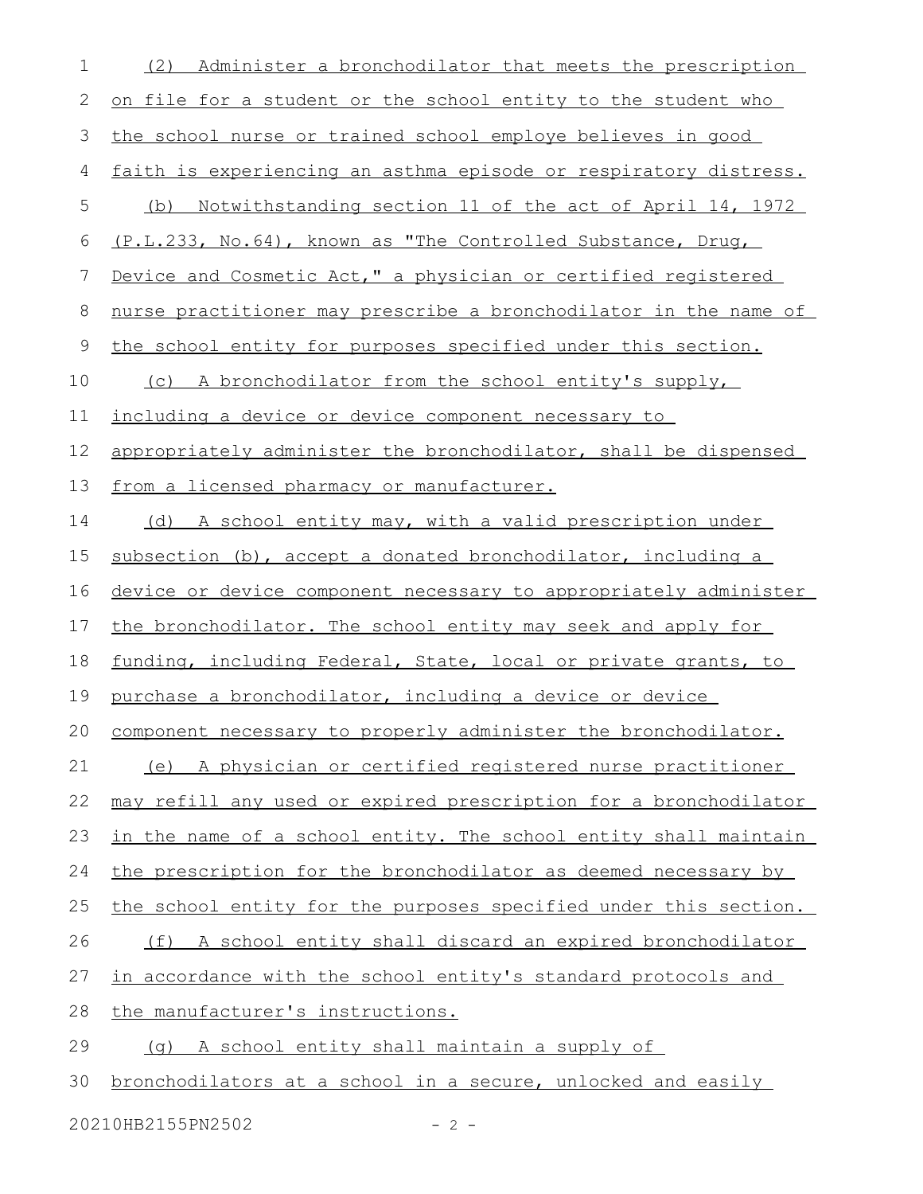(2) Administer a bronchodilator that meets the prescription on file for a student or the school entity to the student who the school nurse or trained school employe believes in good faith is experiencing an asthma episode or respiratory distress.

(b) Notwithstanding section 11 of the act of April 14, 1972 (P.L.233, No.64), known as "The Controlled Substance, Drug, Device and Cosmetic Act," a physician or certified registered nurse practitioner may prescribe a bronchodilator in the name of the school entity for purposes specified under this section.

(c) A bronchodilator from the school entity's supply, including a device or device component necessary to appropriately administer the bronchodilator, shall be dispensed from a licensed pharmacy or manufacturer.

(d) A school entity may, with a valid prescription under subsection (b), accept a donated bronchodilator, including a device or device component necessary to appropriately administer the bronchodilator. The school entity may seek and apply for funding, including Federal, State, local or private grants, to purchase a bronchodilator, including a device or device component necessary to properly administer the bronchodilator.

(e) A physician or certified registered nurse practitioner may refill any used or expired prescription for a bronchodilator in the name of a school entity. The school entity shall maintain the prescription for the bronchodilator as deemed necessary by the school entity for the purposes specified under this section.

(f) A school entity shall discard an expired bronchodilator in accordance with the school entity's standard protocols and the manufacturer's instructions.

(g) A school entity shall maintain a supply of bronchodilators at a school in a secure, unlocked and easily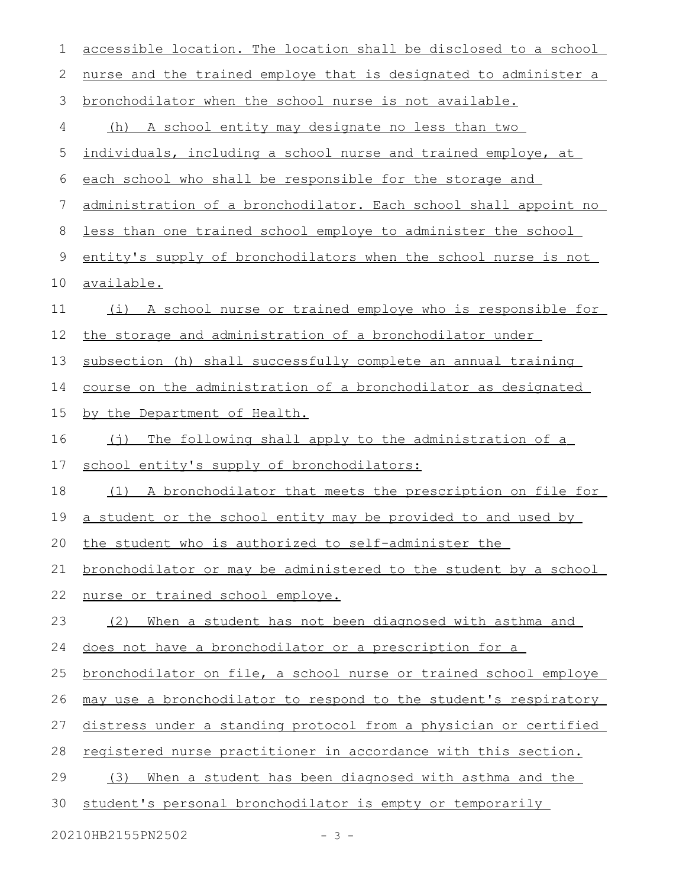accessible location. The location shall be disclosed to a school nurse and the trained employe that is designated to administer a bronchodilator when the school nurse is not available.

(h) A school entity may designate no less than two individuals, including a school nurse and trained employe, at each school who shall be responsible for the storage and administration of a bronchodilator. Each school shall appoint no less than one trained school employe to administer the school entity's supply of bronchodilators when the school nurse is not available.

(i) A school nurse or trained employe who is responsible for the storage and administration of a bronchodilator under subsection (h) shall successfully complete an annual training course on the administration of a bronchodilator as designated by the Department of Health.

(j) The following shall apply to the administration of a school entity's supply of bronchodilators:

(1) A bronchodilator that meets the prescription on file for a student or the school entity may be provided to and used by the student who is authorized to self-administer the bronchodilator or may be administered to the student by a school nurse or trained school employe.

(2) When a student has not been diagnosed with asthma and does not have a bronchodilator or a prescription for a bronchodilator on file, a school nurse or trained school employe may use a bronchodilator to respond to the student's respiratory distress under a standing protocol from a physician or certified registered nurse practitioner in accordance with this section.

(3) When a student has been diagnosed with asthma and the student's personal bronchodilator is empty or temporarily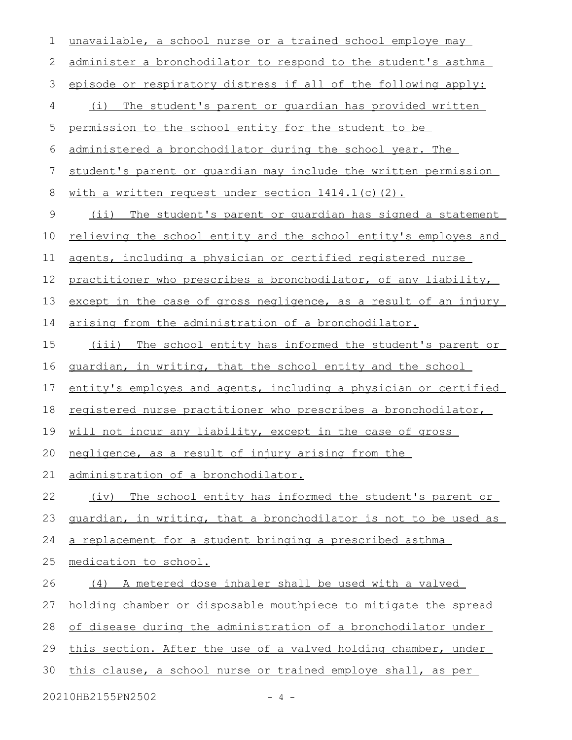unavailable, a school nurse or a trained school employe may administer a bronchodilator to respond to the student's asthma episode or respiratory distress if all of the following apply:

(i) The student's parent or guardian has provided written permission to the school entity for the student to be administered a bronchodilator during the school year. The student's parent or guardian may include the written permission with a written request under section 1414.1(c)(2).

(ii) The student's parent or guardian has signed a statement relieving the school entity and the school entity's employes and agents, including a physician or certified registered nurse practitioner who prescribes a bronchodilator, of any liability, except in the case of gross negligence, as a result of an injury arising from the administration of a bronchodilator.

(iii) The school entity has informed the student's parent or guardian, in writing, that the school entity and the school entity's employes and agents, including a physician or certified registered nurse practitioner who prescribes a bronchodilator, will not incur any liability, except in the case of gross negligence, as a result of injury arising from the administration of a bronchodilator.

(iv) The school entity has informed the student's parent or guardian, in writing, that a bronchodilator is not to be used as a replacement for a student bringing a prescribed asthma medication to school.

(4) A metered dose inhaler shall be used with a valved holding chamber or disposable mouthpiece to mitigate the spread of disease during the administration of a bronchodilator under this section. After the use of a valved holding chamber, under this clause, a school nurse or trained employe shall, as per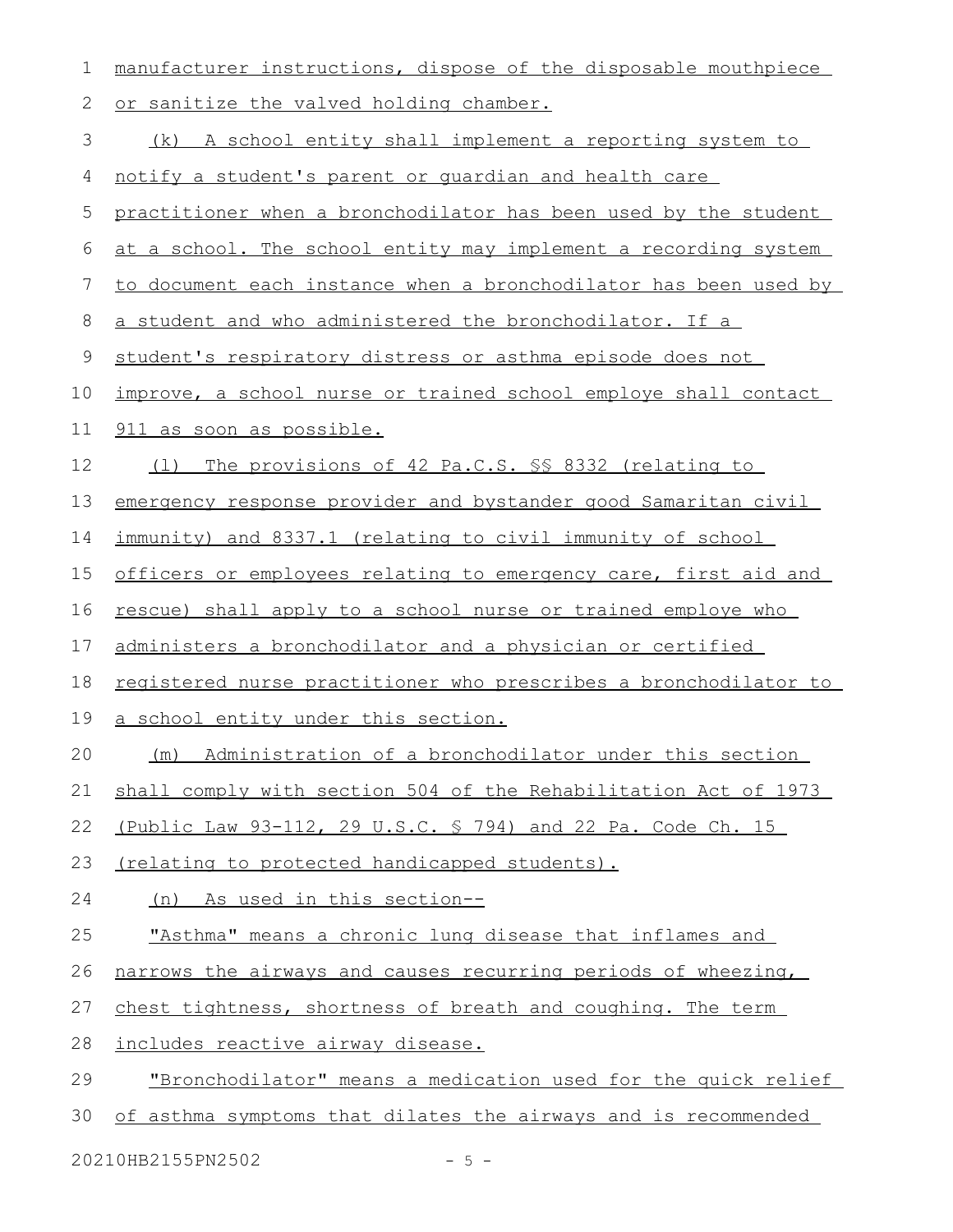manufacturer instructions, dispose of the disposable mouthpiece or sanitize the valved holding chamber.

(k) A school entity shall implement a reporting system to notify a student's parent or guardian and health care practitioner when a bronchodilator has been used by the student at a school. The school entity may implement a recording system to document each instance when a bronchodilator has been used by a student and who administered the bronchodilator. If a student's respiratory distress or asthma episode does not improve, a school nurse or trained school employe shall contact 911 as soon as possible.

(l) The provisions of 42 Pa.C.S. §§ 8332 (relating to emergency response provider and bystander good Samaritan civil immunity) and 8337.1 (relating to civil immunity of school officers or employees relating to emergency care, first aid and rescue) shall apply to a school nurse or trained employe who administers a bronchodilator and a physician or certified registered nurse practitioner who prescribes a bronchodilator to a school entity under this section.

(m) Administration of a bronchodilator under this section shall comply with section 504 of the Rehabilitation Act of 1973 (Public Law 93-112, 29 U.S.C. § 794) and 22 Pa. Code Ch. 15 (relating to protected handicapped students).

(n) As used in this section--

"Asthma" means a chronic lung disease that inflames and narrows the airways and causes recurring periods of wheezing, chest tightness, shortness of breath and coughing. The term includes reactive airway disease.

"Bronchodilator" means a medication used for the quick relief of asthma symptoms that dilates the airways and is recommended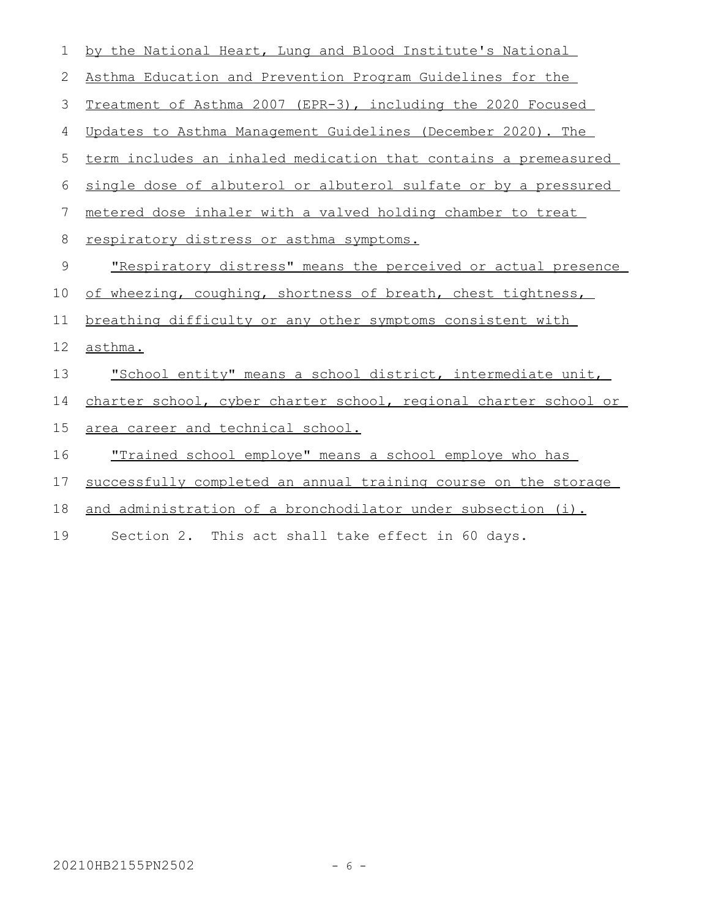by the National Heart, Lung and Blood Institute's National Asthma Education and Prevention Program Guidelines for the Treatment of Asthma 2007 (EPR-3), including the 2020 Focused Updates to Asthma Management Guidelines (December 2020). The term includes an inhaled medication that contains a premeasured single dose of albuterol or albuterol sulfate or by a pressured metered dose inhaler with a valved holding chamber to treat respiratory distress or asthma symptoms.

"Respiratory distress" means the perceived or actual presence of wheezing, coughing, shortness of breath, chest tightness, breathing difficulty or any other symptoms consistent with asthma.

"School entity" means a school district, intermediate unit, charter school, cyber charter school, regional charter school or area career and technical school.

"Trained school employe" means a school employe who has successfully completed an annual training course on the storage and administration of a bronchodilator under subsection (i).

Section 2. This act shall take effect in 60 days.